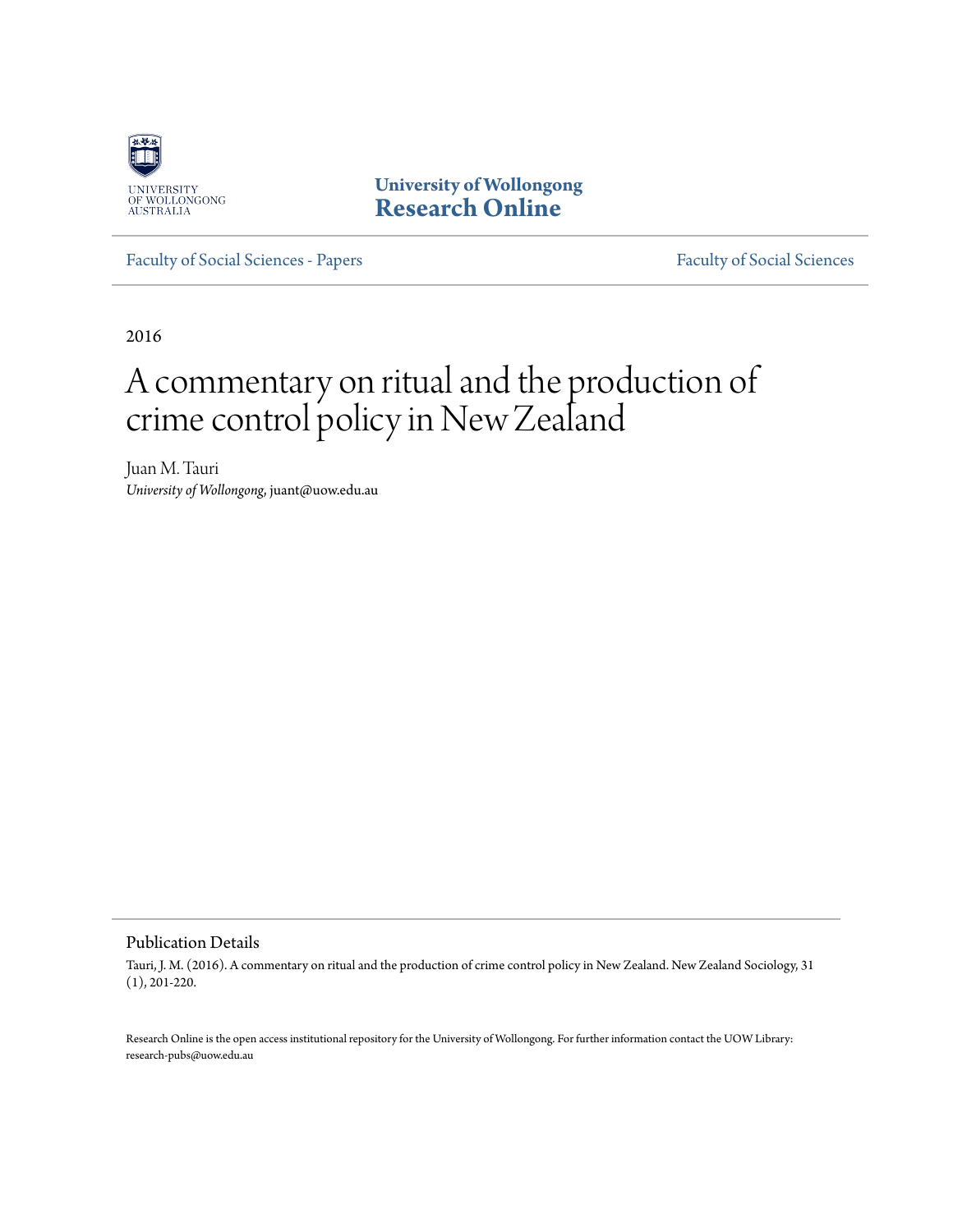University of Wollongong
Research Online

Faculty of Social Sciences - Papers | Faculty of Social Sciences

2016

# A commentary on ritual and the production of crime control policy in New Zealand

Juan M. Tauri
*University of Wollongong*, juant@uow.edu.au

## Publication Details

Tauri, J. M. (2016). A commentary on ritual and the production of crime control policy in New Zealand. New Zealand Sociology, 31 (1), 201-220.

Research Online is the open access institutional repository for the University of Wollongong. For further information contact the UOW Library: research-pubs@uow.edu.au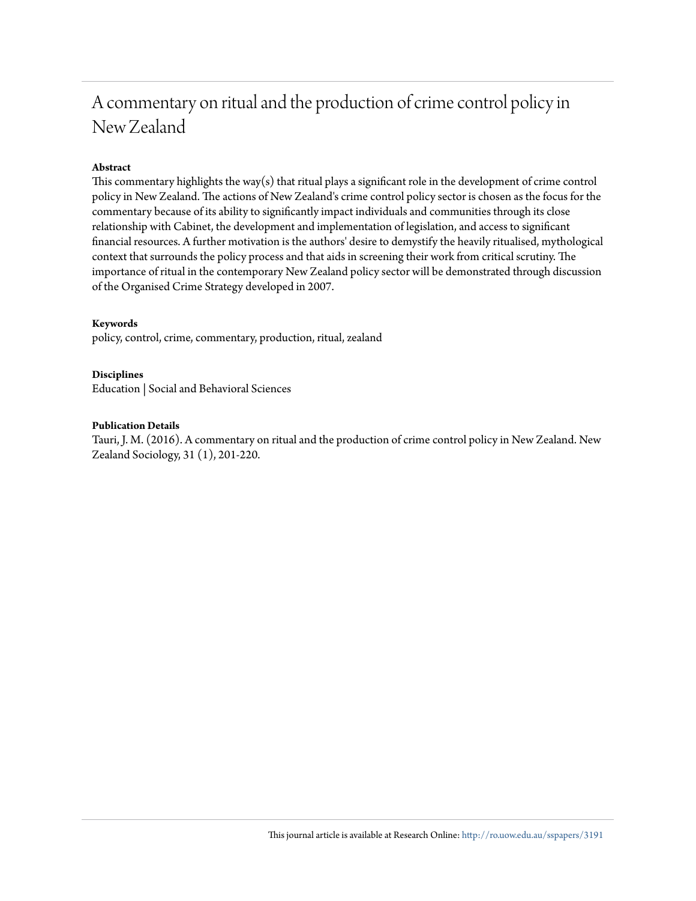# A commentary on ritual and the production of crime control policy in New Zealand

**Abstract**

This commentary highlights the way(s) that ritual plays a significant role in the development of crime control policy in New Zealand. The actions of New Zealand's crime control policy sector is chosen as the focus for the commentary because of its ability to significantly impact individuals and communities through its close relationship with Cabinet, the development and implementation of legislation, and access to significant financial resources. A further motivation is the authors' desire to demystify the heavily ritualised, mythological context that surrounds the policy process and that aids in screening their work from critical scrutiny. The importance of ritual in the contemporary New Zealand policy sector will be demonstrated through discussion of the Organised Crime Strategy developed in 2007.

**Keywords**

policy, control, crime, commentary, production, ritual, zealand

**Disciplines**

Education | Social and Behavioral Sciences

**Publication Details**

Tauri, J. M. (2016). A commentary on ritual and the production of crime control policy in New Zealand. New Zealand Sociology, 31 (1), 201-220.

This journal article is available at Research Online: http://ro.uow.edu.au/sspapers/3191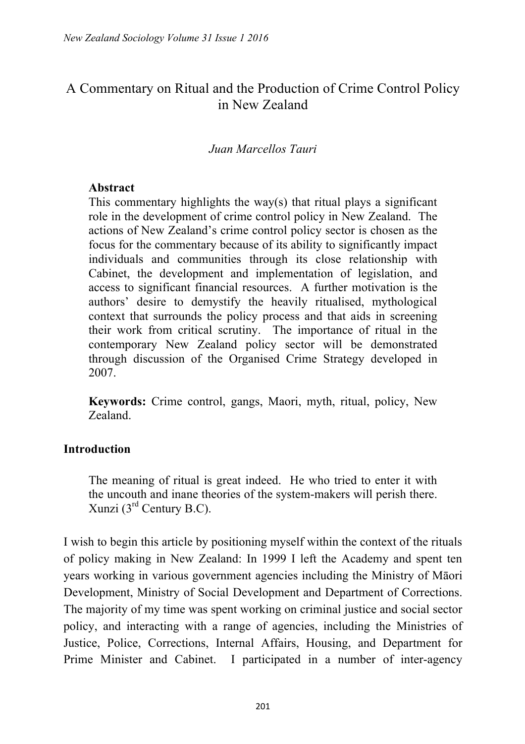# A Commentary on Ritual and the Production of Crime Control Policy in New Zealand

*Juan Marcellos Tauri*

**Abstract**

This commentary highlights the way(s) that ritual plays a significant role in the development of crime control policy in New Zealand. The actions of New Zealand's crime control policy sector is chosen as the focus for the commentary because of its ability to significantly impact individuals and communities through its close relationship with Cabinet, the development and implementation of legislation, and access to significant financial resources. A further motivation is the authors' desire to demystify the heavily ritualised, mythological context that surrounds the policy process and that aids in screening their work from critical scrutiny. The importance of ritual in the contemporary New Zealand policy sector will be demonstrated through discussion of the Organised Crime Strategy developed in 2007.

**Keywords:** Crime control, gangs, Maori, myth, ritual, policy, New Zealand.

## Introduction

> The meaning of ritual is great indeed. He who tried to enter it with the uncouth and inane theories of the system-makers will perish there. Xunzi (3rd Century B.C).

I wish to begin this article by positioning myself within the context of the rituals of policy making in New Zealand: In 1999 I left the Academy and spent ten years working in various government agencies including the Ministry of Māori Development, Ministry of Social Development and Department of Corrections. The majority of my time was spent working on criminal justice and social sector policy, and interacting with a range of agencies, including the Ministries of Justice, Police, Corrections, Internal Affairs, Housing, and Department for Prime Minister and Cabinet. I participated in a number of inter-agency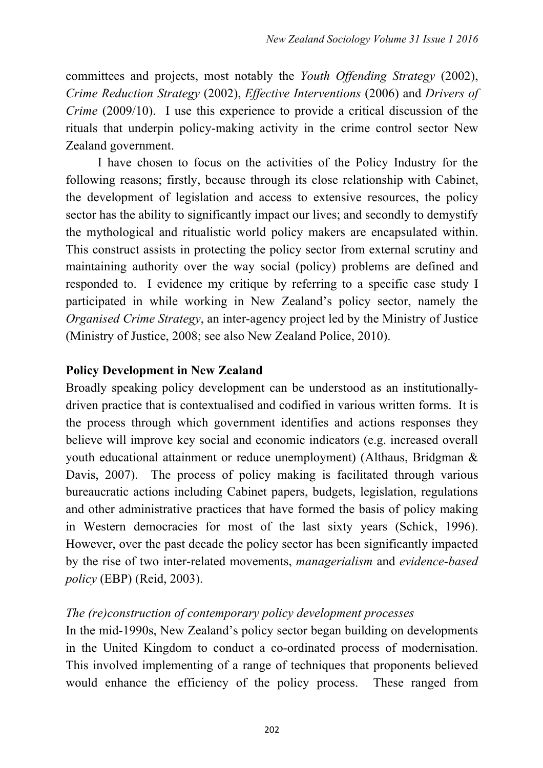committees and projects, most notably the *Youth Offending Strategy* (2002), *Crime Reduction Strategy* (2002), *Effective Interventions* (2006) and *Drivers of Crime* (2009/10). I use this experience to provide a critical discussion of the rituals that underpin policy-making activity in the crime control sector New Zealand government.

I have chosen to focus on the activities of the Policy Industry for the following reasons; firstly, because through its close relationship with Cabinet, the development of legislation and access to extensive resources, the policy sector has the ability to significantly impact our lives; and secondly to demystify the mythological and ritualistic world policy makers are encapsulated within. This construct assists in protecting the policy sector from external scrutiny and maintaining authority over the way social (policy) problems are defined and responded to. I evidence my critique by referring to a specific case study I participated in while working in New Zealand's policy sector, namely the *Organised Crime Strategy*, an inter-agency project led by the Ministry of Justice (Ministry of Justice, 2008; see also New Zealand Police, 2010).

## Policy Development in New Zealand

Broadly speaking policy development can be understood as an institutionally-driven practice that is contextualised and codified in various written forms. It is the process through which government identifies and actions responses they believe will improve key social and economic indicators (e.g. increased overall youth educational attainment or reduce unemployment) (Althaus, Bridgman & Davis, 2007). The process of policy making is facilitated through various bureaucratic actions including Cabinet papers, budgets, legislation, regulations and other administrative practices that have formed the basis of policy making in Western democracies for most of the last sixty years (Schick, 1996). However, over the past decade the policy sector has been significantly impacted by the rise of two inter-related movements, *managerialism* and *evidence-based policy* (EBP) (Reid, 2003).

### *The (re)construction of contemporary policy development processes*

In the mid-1990s, New Zealand's policy sector began building on developments in the United Kingdom to conduct a co-ordinated process of modernisation. This involved implementing of a range of techniques that proponents believed would enhance the efficiency of the policy process. These ranged from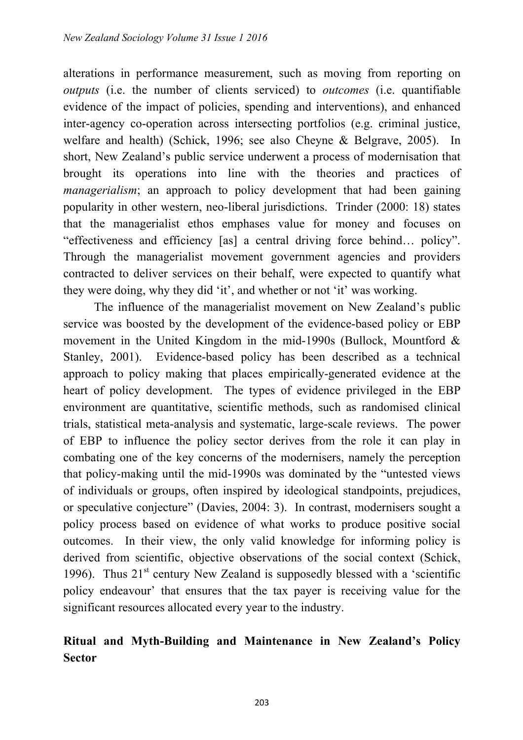alterations in performance measurement, such as moving from reporting on *outputs* (i.e. the number of clients serviced) to *outcomes* (i.e. quantifiable evidence of the impact of policies, spending and interventions), and enhanced inter-agency co-operation across intersecting portfolios (e.g. criminal justice, welfare and health) (Schick, 1996; see also Cheyne & Belgrave, 2005). In short, New Zealand's public service underwent a process of modernisation that brought its operations into line with the theories and practices of *managerialism*; an approach to policy development that had been gaining popularity in other western, neo-liberal jurisdictions. Trinder (2000: 18) states that the managerialist ethos emphases value for money and focuses on "effectiveness and efficiency [as] a central driving force behind… policy". Through the managerialist movement government agencies and providers contracted to deliver services on their behalf, were expected to quantify what they were doing, why they did 'it', and whether or not 'it' was working.

The influence of the managerialist movement on New Zealand's public service was boosted by the development of the evidence-based policy or EBP movement in the United Kingdom in the mid-1990s (Bullock, Mountford & Stanley, 2001). Evidence-based policy has been described as a technical approach to policy making that places empirically-generated evidence at the heart of policy development. The types of evidence privileged in the EBP environment are quantitative, scientific methods, such as randomised clinical trials, statistical meta-analysis and systematic, large-scale reviews. The power of EBP to influence the policy sector derives from the role it can play in combating one of the key concerns of the modernisers, namely the perception that policy-making until the mid-1990s was dominated by the "untested views of individuals or groups, often inspired by ideological standpoints, prejudices, or speculative conjecture" (Davies, 2004: 3). In contrast, modernisers sought a policy process based on evidence of what works to produce positive social outcomes. In their view, the only valid knowledge for informing policy is derived from scientific, objective observations of the social context (Schick, 1996). Thus 21st century New Zealand is supposedly blessed with a 'scientific policy endeavour' that ensures that the tax payer is receiving value for the significant resources allocated every year to the industry.

## Ritual and Myth-Building and Maintenance in New Zealand's Policy Sector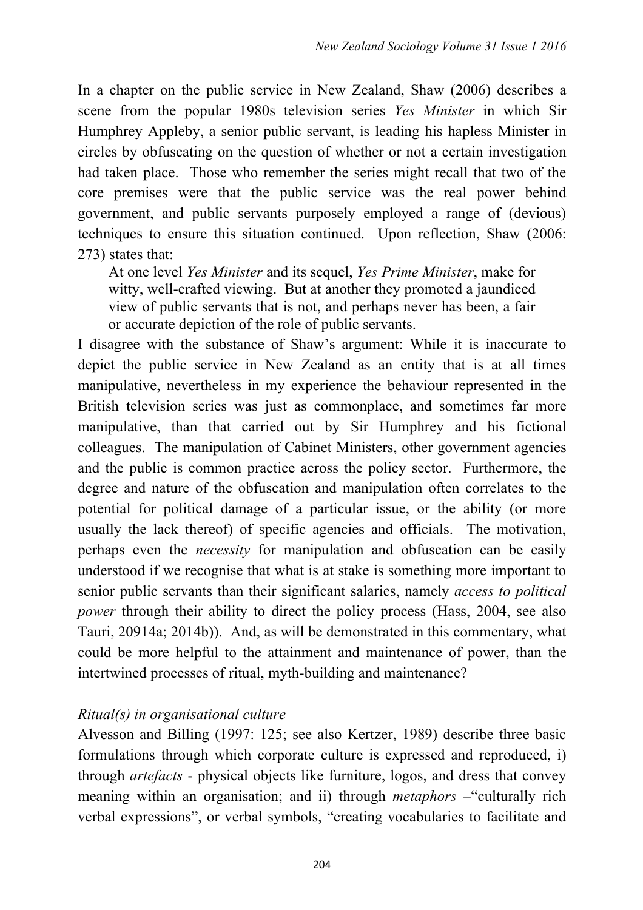In a chapter on the public service in New Zealand, Shaw (2006) describes a scene from the popular 1980s television series *Yes Minister* in which Sir Humphrey Appleby, a senior public servant, is leading his hapless Minister in circles by obfuscating on the question of whether or not a certain investigation had taken place. Those who remember the series might recall that two of the core premises were that the public service was the real power behind government, and public servants purposely employed a range of (devious) techniques to ensure this situation continued. Upon reflection, Shaw (2006: 273) states that:

> At one level *Yes Minister* and its sequel, *Yes Prime Minister*, make for witty, well-crafted viewing. But at another they promoted a jaundiced view of public servants that is not, and perhaps never has been, a fair or accurate depiction of the role of public servants.

I disagree with the substance of Shaw's argument: While it is inaccurate to depict the public service in New Zealand as an entity that is at all times manipulative, nevertheless in my experience the behaviour represented in the British television series was just as commonplace, and sometimes far more manipulative, than that carried out by Sir Humphrey and his fictional colleagues. The manipulation of Cabinet Ministers, other government agencies and the public is common practice across the policy sector. Furthermore, the degree and nature of the obfuscation and manipulation often correlates to the potential for political damage of a particular issue, or the ability (or more usually the lack thereof) of specific agencies and officials. The motivation, perhaps even the *necessity* for manipulation and obfuscation can be easily understood if we recognise that what is at stake is something more important to senior public servants than their significant salaries, namely *access to political power* through their ability to direct the policy process (Hass, 2004, see also Tauri, 20914a; 2014b)). And, as will be demonstrated in this commentary, what could be more helpful to the attainment and maintenance of power, than the intertwined processes of ritual, myth-building and maintenance?

*Ritual(s) in organisational culture*

Alvesson and Billing (1997: 125; see also Kertzer, 1989) describe three basic formulations through which corporate culture is expressed and reproduced, i) through *artefacts* - physical objects like furniture, logos, and dress that convey meaning within an organisation; and ii) through *metaphors* –"culturally rich verbal expressions", or verbal symbols, "creating vocabularies to facilitate and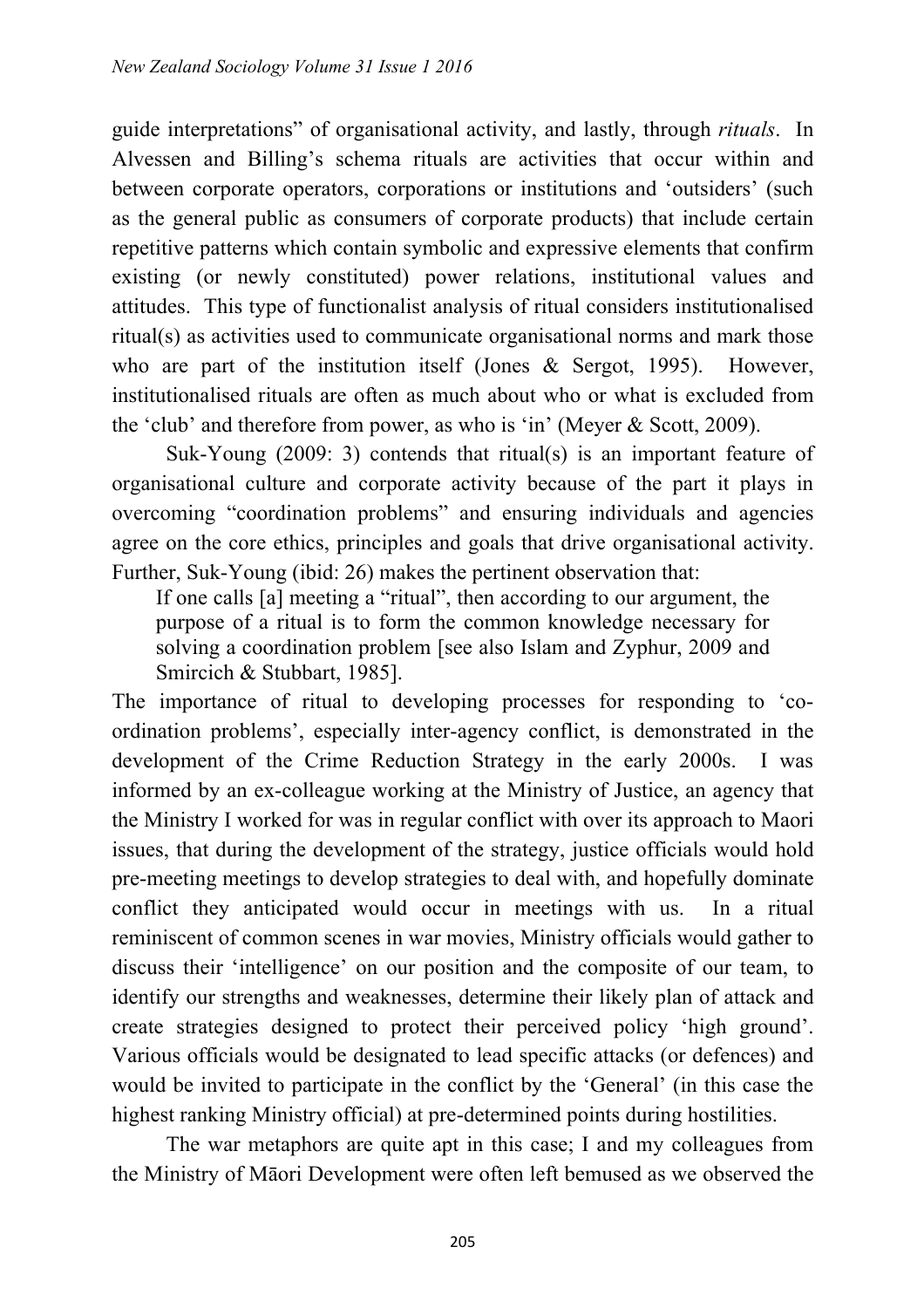guide interpretations" of organisational activity, and lastly, through *rituals*. In Alvessen and Billing's schema rituals are activities that occur within and between corporate operators, corporations or institutions and 'outsiders' (such as the general public as consumers of corporate products) that include certain repetitive patterns which contain symbolic and expressive elements that confirm existing (or newly constituted) power relations, institutional values and attitudes. This type of functionalist analysis of ritual considers institutionalised ritual(s) as activities used to communicate organisational norms and mark those who are part of the institution itself (Jones & Sergot, 1995). However, institutionalised rituals are often as much about who or what is excluded from the 'club' and therefore from power, as who is 'in' (Meyer & Scott, 2009).

Suk-Young (2009: 3) contends that ritual(s) is an important feature of organisational culture and corporate activity because of the part it plays in overcoming "coordination problems" and ensuring individuals and agencies agree on the core ethics, principles and goals that drive organisational activity. Further, Suk-Young (ibid: 26) makes the pertinent observation that:

> If one calls [a] meeting a "ritual", then according to our argument, the purpose of a ritual is to form the common knowledge necessary for solving a coordination problem [see also Islam and Zyphur, 2009 and Smircich & Stubbart, 1985].

The importance of ritual to developing processes for responding to 'co-ordination problems', especially inter-agency conflict, is demonstrated in the development of the Crime Reduction Strategy in the early 2000s. I was informed by an ex-colleague working at the Ministry of Justice, an agency that the Ministry I worked for was in regular conflict with over its approach to Maori issues, that during the development of the strategy, justice officials would hold pre-meeting meetings to develop strategies to deal with, and hopefully dominate conflict they anticipated would occur in meetings with us. In a ritual reminiscent of common scenes in war movies, Ministry officials would gather to discuss their 'intelligence' on our position and the composite of our team, to identify our strengths and weaknesses, determine their likely plan of attack and create strategies designed to protect their perceived policy 'high ground'. Various officials would be designated to lead specific attacks (or defences) and would be invited to participate in the conflict by the 'General' (in this case the highest ranking Ministry official) at pre-determined points during hostilities.

The war metaphors are quite apt in this case; I and my colleagues from the Ministry of Māori Development were often left bemused as we observed the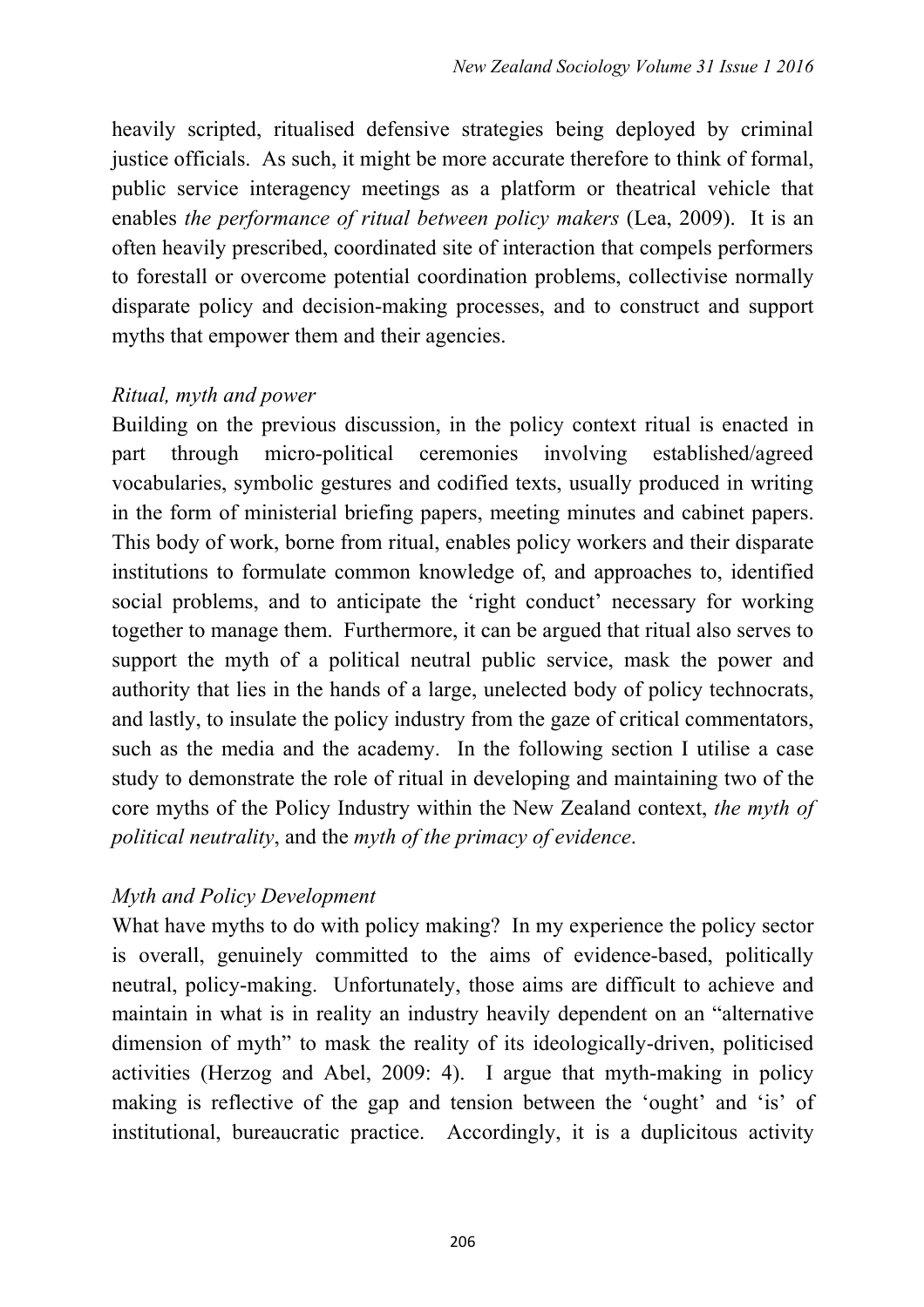heavily scripted, ritualised defensive strategies being deployed by criminal justice officials. As such, it might be more accurate therefore to think of formal, public service interagency meetings as a platform or theatrical vehicle that enables *the performance of ritual between policy makers* (Lea, 2009). It is an often heavily prescribed, coordinated site of interaction that compels performers to forestall or overcome potential coordination problems, collectivise normally disparate policy and decision-making processes, and to construct and support myths that empower them and their agencies.

### *Ritual, myth and power*

Building on the previous discussion, in the policy context ritual is enacted in part through micro-political ceremonies involving established/agreed vocabularies, symbolic gestures and codified texts, usually produced in writing in the form of ministerial briefing papers, meeting minutes and cabinet papers. This body of work, borne from ritual, enables policy workers and their disparate institutions to formulate common knowledge of, and approaches to, identified social problems, and to anticipate the 'right conduct' necessary for working together to manage them. Furthermore, it can be argued that ritual also serves to support the myth of a political neutral public service, mask the power and authority that lies in the hands of a large, unelected body of policy technocrats, and lastly, to insulate the policy industry from the gaze of critical commentators, such as the media and the academy. In the following section I utilise a case study to demonstrate the role of ritual in developing and maintaining two of the core myths of the Policy Industry within the New Zealand context, *the myth of political neutrality*, and the *myth of the primacy of evidence*.

### *Myth and Policy Development*

What have myths to do with policy making? In my experience the policy sector is overall, genuinely committed to the aims of evidence-based, politically neutral, policy-making. Unfortunately, those aims are difficult to achieve and maintain in what is in reality an industry heavily dependent on an "alternative dimension of myth" to mask the reality of its ideologically-driven, politicised activities (Herzog and Abel, 2009: 4). I argue that myth-making in policy making is reflective of the gap and tension between the 'ought' and 'is' of institutional, bureaucratic practice. Accordingly, it is a duplicitous activity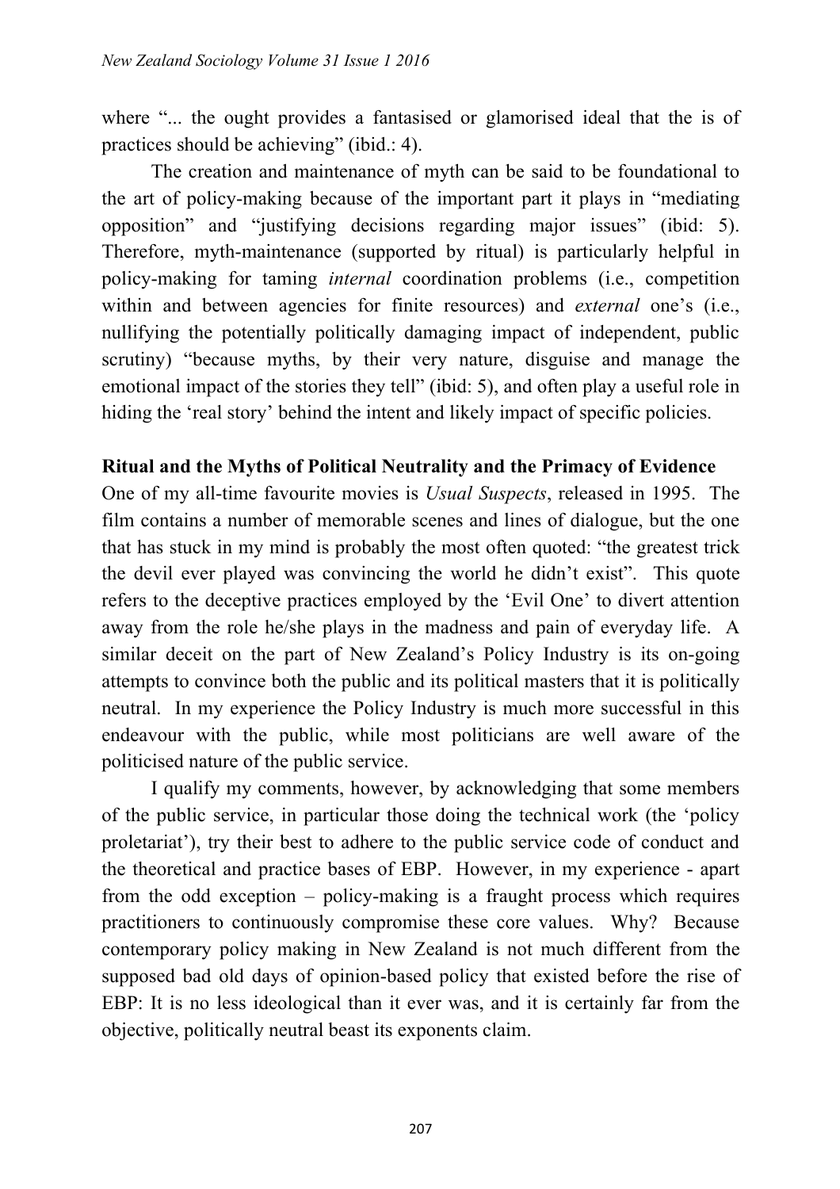where "... the ought provides a fantasised or glamorised ideal that the is of practices should be achieving" (ibid.: 4).

The creation and maintenance of myth can be said to be foundational to the art of policy-making because of the important part it plays in "mediating opposition" and "justifying decisions regarding major issues" (ibid: 5). Therefore, myth-maintenance (supported by ritual) is particularly helpful in policy-making for taming *internal* coordination problems (i.e., competition within and between agencies for finite resources) and *external* one's (i.e., nullifying the potentially politically damaging impact of independent, public scrutiny) "because myths, by their very nature, disguise and manage the emotional impact of the stories they tell" (ibid: 5), and often play a useful role in hiding the 'real story' behind the intent and likely impact of specific policies.

## Ritual and the Myths of Political Neutrality and the Primacy of Evidence

One of my all-time favourite movies is *Usual Suspects*, released in 1995. The film contains a number of memorable scenes and lines of dialogue, but the one that has stuck in my mind is probably the most often quoted: "the greatest trick the devil ever played was convincing the world he didn't exist". This quote refers to the deceptive practices employed by the 'Evil One' to divert attention away from the role he/she plays in the madness and pain of everyday life. A similar deceit on the part of New Zealand's Policy Industry is its on-going attempts to convince both the public and its political masters that it is politically neutral. In my experience the Policy Industry is much more successful in this endeavour with the public, while most politicians are well aware of the politicised nature of the public service.

I qualify my comments, however, by acknowledging that some members of the public service, in particular those doing the technical work (the 'policy proletariat'), try their best to adhere to the public service code of conduct and the theoretical and practice bases of EBP. However, in my experience - apart from the odd exception – policy-making is a fraught process which requires practitioners to continuously compromise these core values. Why? Because contemporary policy making in New Zealand is not much different from the supposed bad old days of opinion-based policy that existed before the rise of EBP: It is no less ideological than it ever was, and it is certainly far from the objective, politically neutral beast its exponents claim.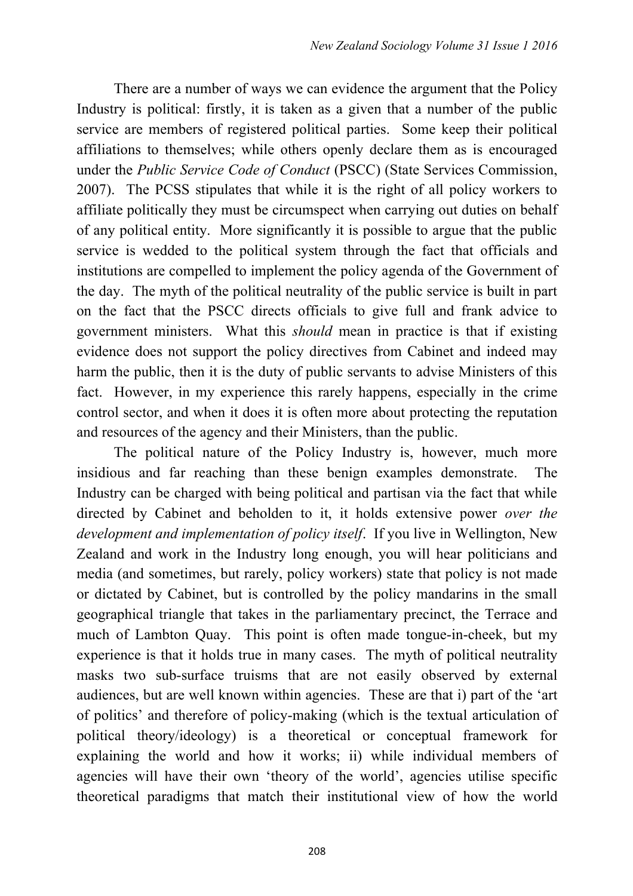There are a number of ways we can evidence the argument that the Policy Industry is political: firstly, it is taken as a given that a number of the public service are members of registered political parties. Some keep their political affiliations to themselves; while others openly declare them as is encouraged under the *Public Service Code of Conduct* (PSCC) (State Services Commission, 2007). The PCSS stipulates that while it is the right of all policy workers to affiliate politically they must be circumspect when carrying out duties on behalf of any political entity. More significantly it is possible to argue that the public service is wedded to the political system through the fact that officials and institutions are compelled to implement the policy agenda of the Government of the day. The myth of the political neutrality of the public service is built in part on the fact that the PSCC directs officials to give full and frank advice to government ministers. What this *should* mean in practice is that if existing evidence does not support the policy directives from Cabinet and indeed may harm the public, then it is the duty of public servants to advise Ministers of this fact. However, in my experience this rarely happens, especially in the crime control sector, and when it does it is often more about protecting the reputation and resources of the agency and their Ministers, than the public.

The political nature of the Policy Industry is, however, much more insidious and far reaching than these benign examples demonstrate. The Industry can be charged with being political and partisan via the fact that while directed by Cabinet and beholden to it, it holds extensive power *over the development and implementation of policy itself*. If you live in Wellington, New Zealand and work in the Industry long enough, you will hear politicians and media (and sometimes, but rarely, policy workers) state that policy is not made or dictated by Cabinet, but is controlled by the policy mandarins in the small geographical triangle that takes in the parliamentary precinct, the Terrace and much of Lambton Quay. This point is often made tongue-in-cheek, but my experience is that it holds true in many cases. The myth of political neutrality masks two sub-surface truisms that are not easily observed by external audiences, but are well known within agencies. These are that i) part of the 'art of politics' and therefore of policy-making (which is the textual articulation of political theory/ideology) is a theoretical or conceptual framework for explaining the world and how it works; ii) while individual members of agencies will have their own 'theory of the world', agencies utilise specific theoretical paradigms that match their institutional view of how the world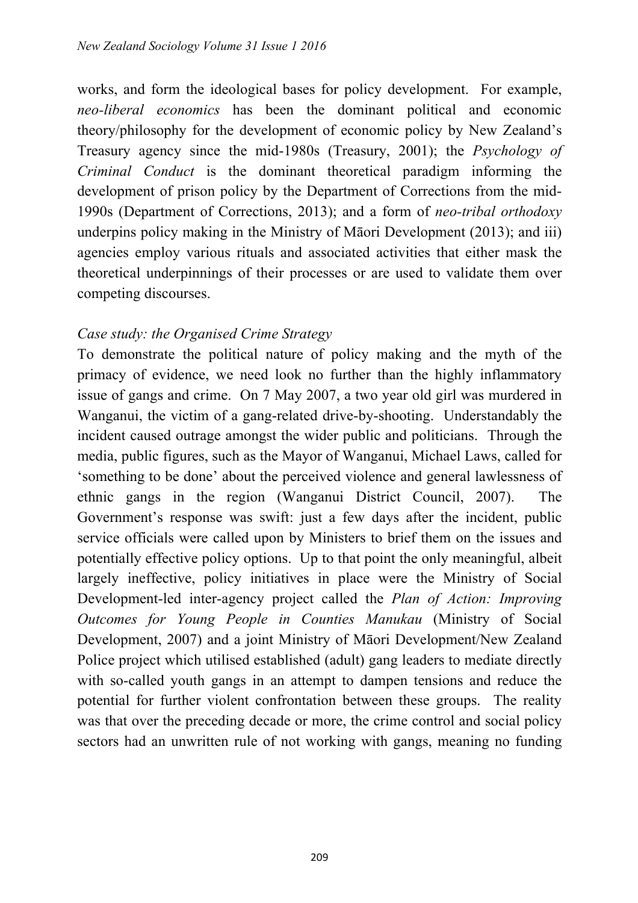works, and form the ideological bases for policy development. For example, *neo-liberal economics* has been the dominant political and economic theory/philosophy for the development of economic policy by New Zealand's Treasury agency since the mid-1980s (Treasury, 2001); the *Psychology of Criminal Conduct* is the dominant theoretical paradigm informing the development of prison policy by the Department of Corrections from the mid-1990s (Department of Corrections, 2013); and a form of *neo-tribal orthodoxy* underpins policy making in the Ministry of Māori Development (2013); and iii) agencies employ various rituals and associated activities that either mask the theoretical underpinnings of their processes or are used to validate them over competing discourses.

*Case study: the Organised Crime Strategy*

To demonstrate the political nature of policy making and the myth of the primacy of evidence, we need look no further than the highly inflammatory issue of gangs and crime. On 7 May 2007, a two year old girl was murdered in Wanganui, the victim of a gang-related drive-by-shooting. Understandably the incident caused outrage amongst the wider public and politicians. Through the media, public figures, such as the Mayor of Wanganui, Michael Laws, called for 'something to be done' about the perceived violence and general lawlessness of ethnic gangs in the region (Wanganui District Council, 2007). The Government's response was swift: just a few days after the incident, public service officials were called upon by Ministers to brief them on the issues and potentially effective policy options. Up to that point the only meaningful, albeit largely ineffective, policy initiatives in place were the Ministry of Social Development-led inter-agency project called the *Plan of Action: Improving Outcomes for Young People in Counties Manukau* (Ministry of Social Development, 2007) and a joint Ministry of Māori Development/New Zealand Police project which utilised established (adult) gang leaders to mediate directly with so-called youth gangs in an attempt to dampen tensions and reduce the potential for further violent confrontation between these groups. The reality was that over the preceding decade or more, the crime control and social policy sectors had an unwritten rule of not working with gangs, meaning no funding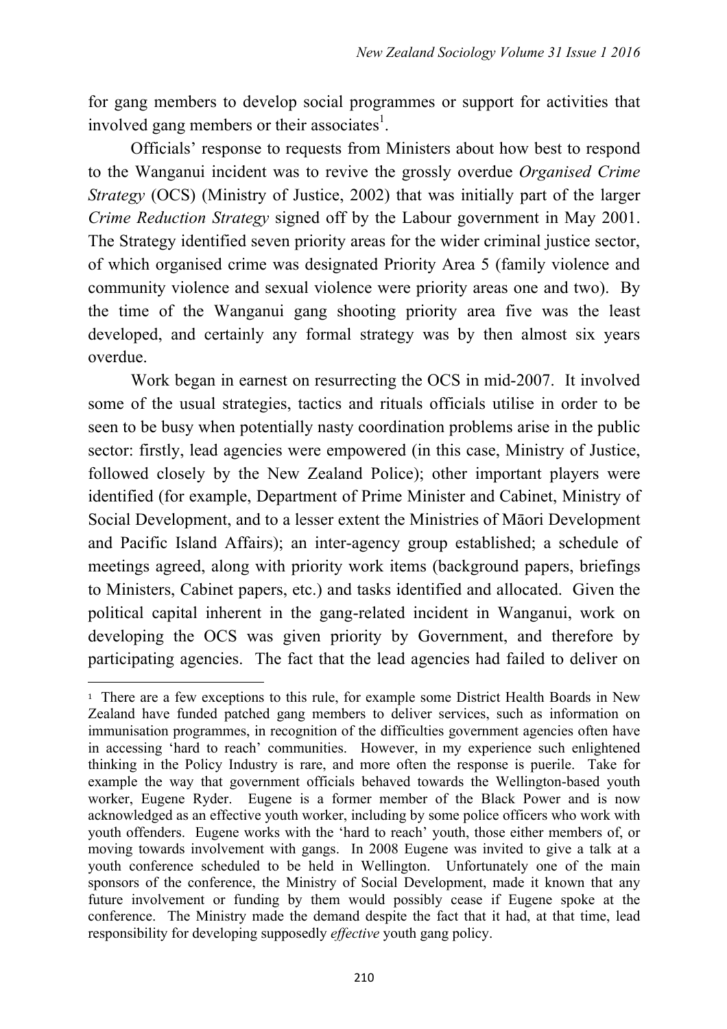for gang members to develop social programmes or support for activities that involved gang members or their associates[1].

Officials' response to requests from Ministers about how best to respond to the Wanganui incident was to revive the grossly overdue *Organised Crime Strategy* (OCS) (Ministry of Justice, 2002) that was initially part of the larger *Crime Reduction Strategy* signed off by the Labour government in May 2001. The Strategy identified seven priority areas for the wider criminal justice sector, of which organised crime was designated Priority Area 5 (family violence and community violence and sexual violence were priority areas one and two). By the time of the Wanganui gang shooting priority area five was the least developed, and certainly any formal strategy was by then almost six years overdue.

Work began in earnest on resurrecting the OCS in mid-2007. It involved some of the usual strategies, tactics and rituals officials utilise in order to be seen to be busy when potentially nasty coordination problems arise in the public sector: firstly, lead agencies were empowered (in this case, Ministry of Justice, followed closely by the New Zealand Police); other important players were identified (for example, Department of Prime Minister and Cabinet, Ministry of Social Development, and to a lesser extent the Ministries of Māori Development and Pacific Island Affairs); an inter-agency group established; a schedule of meetings agreed, along with priority work items (background papers, briefings to Ministers, Cabinet papers, etc.) and tasks identified and allocated. Given the political capital inherent in the gang-related incident in Wanganui, work on developing the OCS was given priority by Government, and therefore by participating agencies. The fact that the lead agencies had failed to deliver on

---

[1] There are a few exceptions to this rule, for example some District Health Boards in New Zealand have funded patched gang members to deliver services, such as information on immunisation programmes, in recognition of the difficulties government agencies often have in accessing 'hard to reach' communities. However, in my experience such enlightened thinking in the Policy Industry is rare, and more often the response is puerile. Take for example the way that government officials behaved towards the Wellington-based youth worker, Eugene Ryder. Eugene is a former member of the Black Power and is now acknowledged as an effective youth worker, including by some police officers who work with youth offenders. Eugene works with the 'hard to reach' youth, those either members of, or moving towards involvement with gangs. In 2008 Eugene was invited to give a talk at a youth conference scheduled to be held in Wellington. Unfortunately one of the main sponsors of the conference, the Ministry of Social Development, made it known that any future involvement or funding by them would possibly cease if Eugene spoke at the conference. The Ministry made the demand despite the fact that it had, at that time, lead responsibility for developing supposedly *effective* youth gang policy.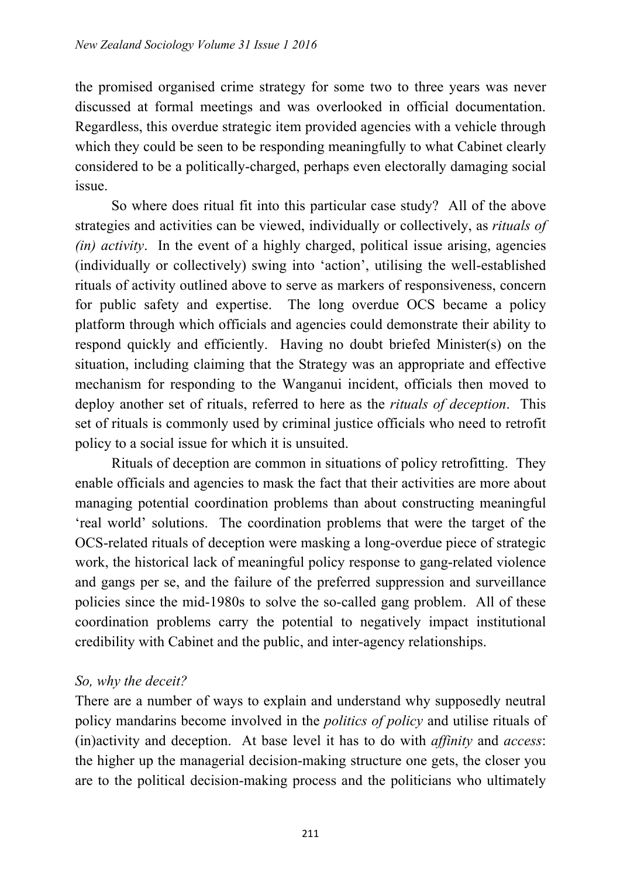the promised organised crime strategy for some two to three years was never discussed at formal meetings and was overlooked in official documentation. Regardless, this overdue strategic item provided agencies with a vehicle through which they could be seen to be responding meaningfully to what Cabinet clearly considered to be a politically-charged, perhaps even electorally damaging social issue.

So where does ritual fit into this particular case study? All of the above strategies and activities can be viewed, individually or collectively, as *rituals of (in) activity*. In the event of a highly charged, political issue arising, agencies (individually or collectively) swing into 'action', utilising the well-established rituals of activity outlined above to serve as markers of responsiveness, concern for public safety and expertise. The long overdue OCS became a policy platform through which officials and agencies could demonstrate their ability to respond quickly and efficiently. Having no doubt briefed Minister(s) on the situation, including claiming that the Strategy was an appropriate and effective mechanism for responding to the Wanganui incident, officials then moved to deploy another set of rituals, referred to here as the *rituals of deception*. This set of rituals is commonly used by criminal justice officials who need to retrofit policy to a social issue for which it is unsuited.

Rituals of deception are common in situations of policy retrofitting. They enable officials and agencies to mask the fact that their activities are more about managing potential coordination problems than about constructing meaningful 'real world' solutions. The coordination problems that were the target of the OCS-related rituals of deception were masking a long-overdue piece of strategic work, the historical lack of meaningful policy response to gang-related violence and gangs per se, and the failure of the preferred suppression and surveillance policies since the mid-1980s to solve the so-called gang problem. All of these coordination problems carry the potential to negatively impact institutional credibility with Cabinet and the public, and inter-agency relationships.

### *So, why the deceit?*

There are a number of ways to explain and understand why supposedly neutral policy mandarins become involved in the *politics of policy* and utilise rituals of (in)activity and deception. At base level it has to do with *affinity* and *access*: the higher up the managerial decision-making structure one gets, the closer you are to the political decision-making process and the politicians who ultimately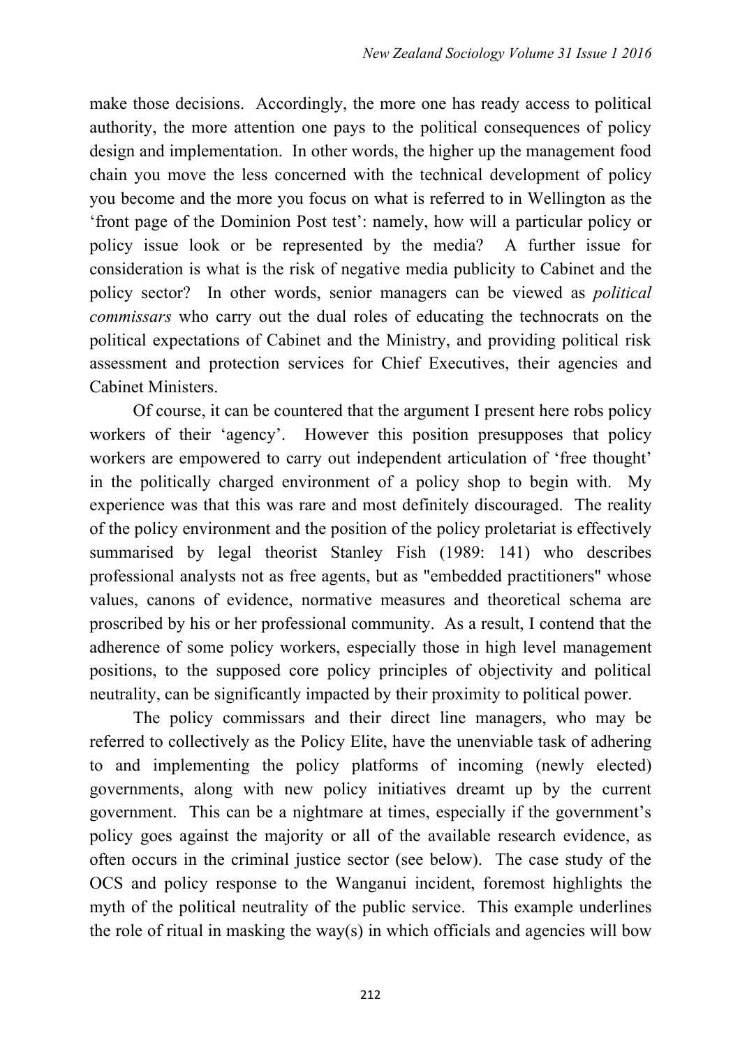make those decisions. Accordingly, the more one has ready access to political authority, the more attention one pays to the political consequences of policy design and implementation. In other words, the higher up the management food chain you move the less concerned with the technical development of policy you become and the more you focus on what is referred to in Wellington as the 'front page of the Dominion Post test': namely, how will a particular policy or policy issue look or be represented by the media? A further issue for consideration is what is the risk of negative media publicity to Cabinet and the policy sector? In other words, senior managers can be viewed as *political commissars* who carry out the dual roles of educating the technocrats on the political expectations of Cabinet and the Ministry, and providing political risk assessment and protection services for Chief Executives, their agencies and Cabinet Ministers.

Of course, it can be countered that the argument I present here robs policy workers of their 'agency'. However this position presupposes that policy workers are empowered to carry out independent articulation of 'free thought' in the politically charged environment of a policy shop to begin with. My experience was that this was rare and most definitely discouraged. The reality of the policy environment and the position of the policy proletariat is effectively summarised by legal theorist Stanley Fish (1989: 141) who describes professional analysts not as free agents, but as "embedded practitioners" whose values, canons of evidence, normative measures and theoretical schema are proscribed by his or her professional community. As a result, I contend that the adherence of some policy workers, especially those in high level management positions, to the supposed core policy principles of objectivity and political neutrality, can be significantly impacted by their proximity to political power.

The policy commissars and their direct line managers, who may be referred to collectively as the Policy Elite, have the unenviable task of adhering to and implementing the policy platforms of incoming (newly elected) governments, along with new policy initiatives dreamt up by the current government. This can be a nightmare at times, especially if the government's policy goes against the majority or all of the available research evidence, as often occurs in the criminal justice sector (see below). The case study of the OCS and policy response to the Wanganui incident, foremost highlights the myth of the political neutrality of the public service. This example underlines the role of ritual in masking the way(s) in which officials and agencies will bow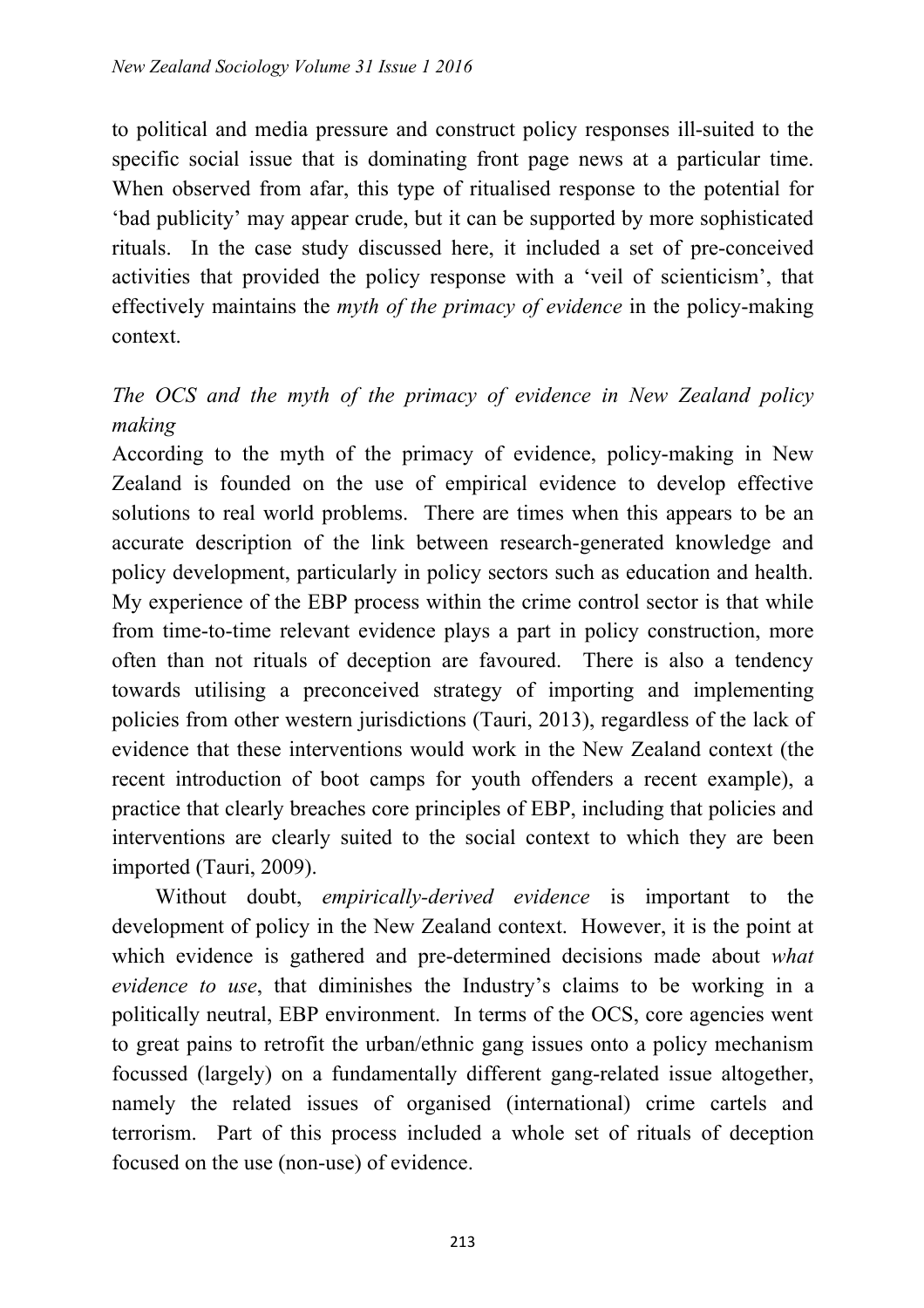to political and media pressure and construct policy responses ill-suited to the specific social issue that is dominating front page news at a particular time. When observed from afar, this type of ritualised response to the potential for 'bad publicity' may appear crude, but it can be supported by more sophisticated rituals. In the case study discussed here, it included a set of pre-conceived activities that provided the policy response with a 'veil of scienticism', that effectively maintains the *myth of the primacy of evidence* in the policy-making context.

### *The OCS and the myth of the primacy of evidence in New Zealand policy making*

According to the myth of the primacy of evidence, policy-making in New Zealand is founded on the use of empirical evidence to develop effective solutions to real world problems. There are times when this appears to be an accurate description of the link between research-generated knowledge and policy development, particularly in policy sectors such as education and health. My experience of the EBP process within the crime control sector is that while from time-to-time relevant evidence plays a part in policy construction, more often than not rituals of deception are favoured. There is also a tendency towards utilising a preconceived strategy of importing and implementing policies from other western jurisdictions (Tauri, 2013), regardless of the lack of evidence that these interventions would work in the New Zealand context (the recent introduction of boot camps for youth offenders a recent example), a practice that clearly breaches core principles of EBP, including that policies and interventions are clearly suited to the social context to which they are been imported (Tauri, 2009).

Without doubt, *empirically-derived evidence* is important to the development of policy in the New Zealand context. However, it is the point at which evidence is gathered and pre-determined decisions made about *what evidence to use*, that diminishes the Industry's claims to be working in a politically neutral, EBP environment. In terms of the OCS, core agencies went to great pains to retrofit the urban/ethnic gang issues onto a policy mechanism focussed (largely) on a fundamentally different gang-related issue altogether, namely the related issues of organised (international) crime cartels and terrorism. Part of this process included a whole set of rituals of deception focused on the use (non-use) of evidence.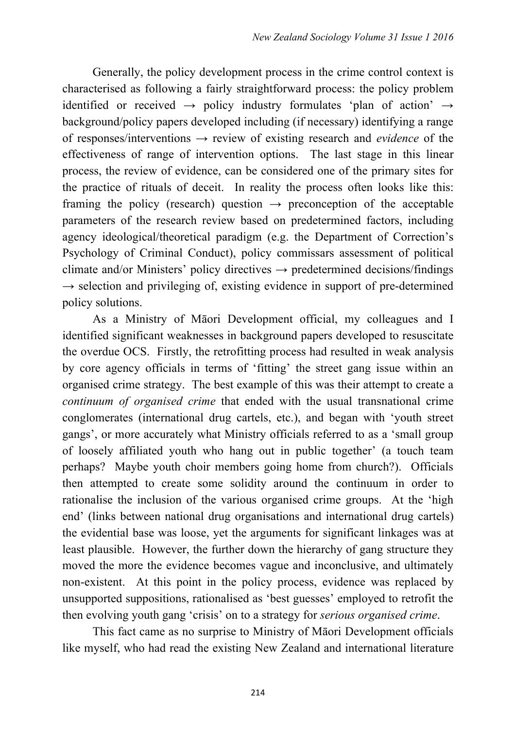Generally, the policy development process in the crime control context is characterised as following a fairly straightforward process: the policy problem identified or received → policy industry formulates 'plan of action' → background/policy papers developed including (if necessary) identifying a range of responses/interventions → review of existing research and *evidence* of the effectiveness of range of intervention options. The last stage in this linear process, the review of evidence, can be considered one of the primary sites for the practice of rituals of deceit. In reality the process often looks like this: framing the policy (research) question → preconception of the acceptable parameters of the research review based on predetermined factors, including agency ideological/theoretical paradigm (e.g. the Department of Correction's Psychology of Criminal Conduct), policy commissars assessment of political climate and/or Ministers' policy directives → predetermined decisions/findings → selection and privileging of, existing evidence in support of pre-determined policy solutions.

As a Ministry of Māori Development official, my colleagues and I identified significant weaknesses in background papers developed to resuscitate the overdue OCS. Firstly, the retrofitting process had resulted in weak analysis by core agency officials in terms of 'fitting' the street gang issue within an organised crime strategy. The best example of this was their attempt to create a *continuum of organised crime* that ended with the usual transnational crime conglomerates (international drug cartels, etc.), and began with 'youth street gangs', or more accurately what Ministry officials referred to as a 'small group of loosely affiliated youth who hang out in public together' (a touch team perhaps? Maybe youth choir members going home from church?). Officials then attempted to create some solidity around the continuum in order to rationalise the inclusion of the various organised crime groups. At the 'high end' (links between national drug organisations and international drug cartels) the evidential base was loose, yet the arguments for significant linkages was at least plausible. However, the further down the hierarchy of gang structure they moved the more the evidence becomes vague and inconclusive, and ultimately non-existent. At this point in the policy process, evidence was replaced by unsupported suppositions, rationalised as 'best guesses' employed to retrofit the then evolving youth gang 'crisis' on to a strategy for *serious organised crime*.

This fact came as no surprise to Ministry of Māori Development officials like myself, who had read the existing New Zealand and international literature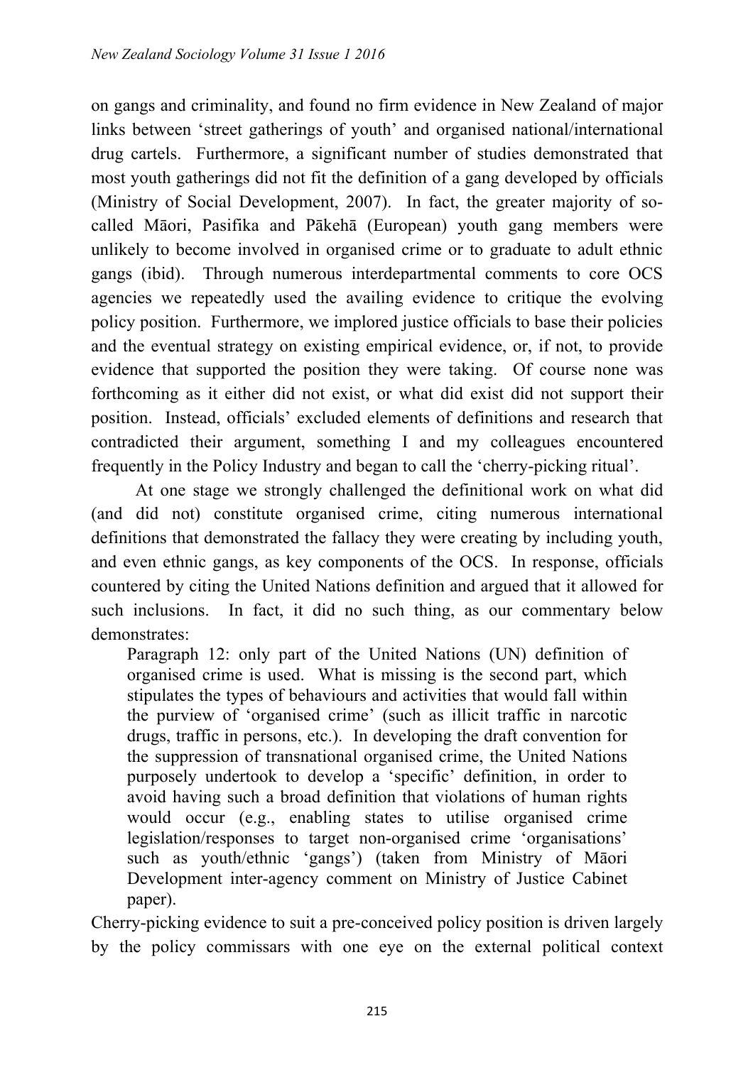on gangs and criminality, and found no firm evidence in New Zealand of major links between 'street gatherings of youth' and organised national/international drug cartels. Furthermore, a significant number of studies demonstrated that most youth gatherings did not fit the definition of a gang developed by officials (Ministry of Social Development, 2007). In fact, the greater majority of so-called Māori, Pasifika and Pākehā (European) youth gang members were unlikely to become involved in organised crime or to graduate to adult ethnic gangs (ibid). Through numerous interdepartmental comments to core OCS agencies we repeatedly used the availing evidence to critique the evolving policy position. Furthermore, we implored justice officials to base their policies and the eventual strategy on existing empirical evidence, or, if not, to provide evidence that supported the position they were taking. Of course none was forthcoming as it either did not exist, or what did exist did not support their position. Instead, officials' excluded elements of definitions and research that contradicted their argument, something I and my colleagues encountered frequently in the Policy Industry and began to call the 'cherry-picking ritual'.

At one stage we strongly challenged the definitional work on what did (and did not) constitute organised crime, citing numerous international definitions that demonstrated the fallacy they were creating by including youth, and even ethnic gangs, as key components of the OCS. In response, officials countered by citing the United Nations definition and argued that it allowed for such inclusions. In fact, it did no such thing, as our commentary below demonstrates:

> Paragraph 12: only part of the United Nations (UN) definition of organised crime is used. What is missing is the second part, which stipulates the types of behaviours and activities that would fall within the purview of 'organised crime' (such as illicit traffic in narcotic drugs, traffic in persons, etc.). In developing the draft convention for the suppression of transnational organised crime, the United Nations purposely undertook to develop a 'specific' definition, in order to avoid having such a broad definition that violations of human rights would occur (e.g., enabling states to utilise organised crime legislation/responses to target non-organised crime 'organisations' such as youth/ethnic 'gangs') (taken from Ministry of Māori Development inter-agency comment on Ministry of Justice Cabinet paper).

Cherry-picking evidence to suit a pre-conceived policy position is driven largely by the policy commissars with one eye on the external political context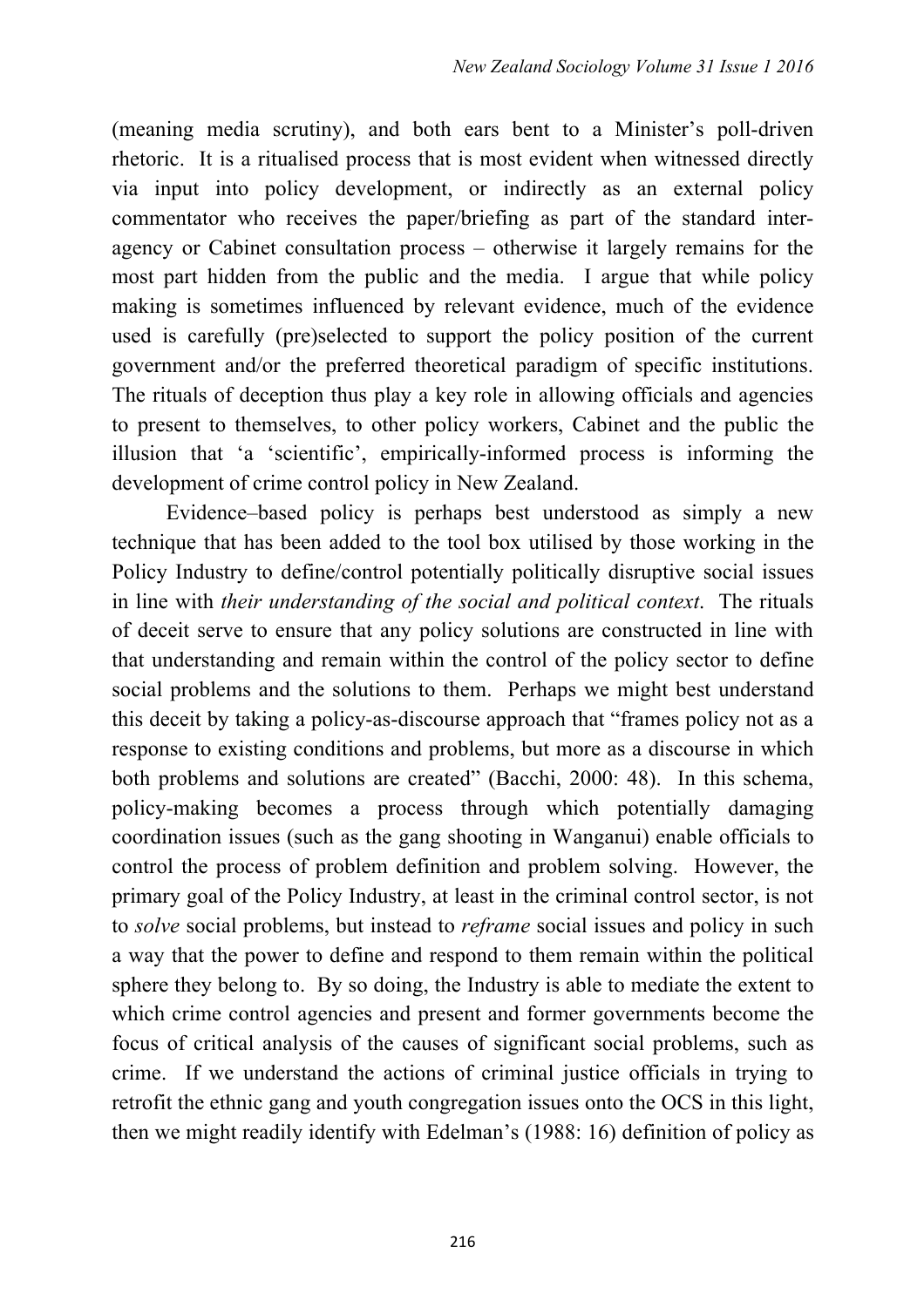(meaning media scrutiny), and both ears bent to a Minister's poll-driven rhetoric. It is a ritualised process that is most evident when witnessed directly via input into policy development, or indirectly as an external policy commentator who receives the paper/briefing as part of the standard inter-agency or Cabinet consultation process – otherwise it largely remains for the most part hidden from the public and the media. I argue that while policy making is sometimes influenced by relevant evidence, much of the evidence used is carefully (pre)selected to support the policy position of the current government and/or the preferred theoretical paradigm of specific institutions. The rituals of deception thus play a key role in allowing officials and agencies to present to themselves, to other policy workers, Cabinet and the public the illusion that 'a 'scientific', empirically-informed process is informing the development of crime control policy in New Zealand.

Evidence–based policy is perhaps best understood as simply a new technique that has been added to the tool box utilised by those working in the Policy Industry to define/control potentially politically disruptive social issues in line with *their understanding of the social and political context*. The rituals of deceit serve to ensure that any policy solutions are constructed in line with that understanding and remain within the control of the policy sector to define social problems and the solutions to them. Perhaps we might best understand this deceit by taking a policy-as-discourse approach that "frames policy not as a response to existing conditions and problems, but more as a discourse in which both problems and solutions are created" (Bacchi, 2000: 48). In this schema, policy-making becomes a process through which potentially damaging coordination issues (such as the gang shooting in Wanganui) enable officials to control the process of problem definition and problem solving. However, the primary goal of the Policy Industry, at least in the criminal control sector, is not to *solve* social problems, but instead to *reframe* social issues and policy in such a way that the power to define and respond to them remain within the political sphere they belong to. By so doing, the Industry is able to mediate the extent to which crime control agencies and present and former governments become the focus of critical analysis of the causes of significant social problems, such as crime. If we understand the actions of criminal justice officials in trying to retrofit the ethnic gang and youth congregation issues onto the OCS in this light, then we might readily identify with Edelman's (1988: 16) definition of policy as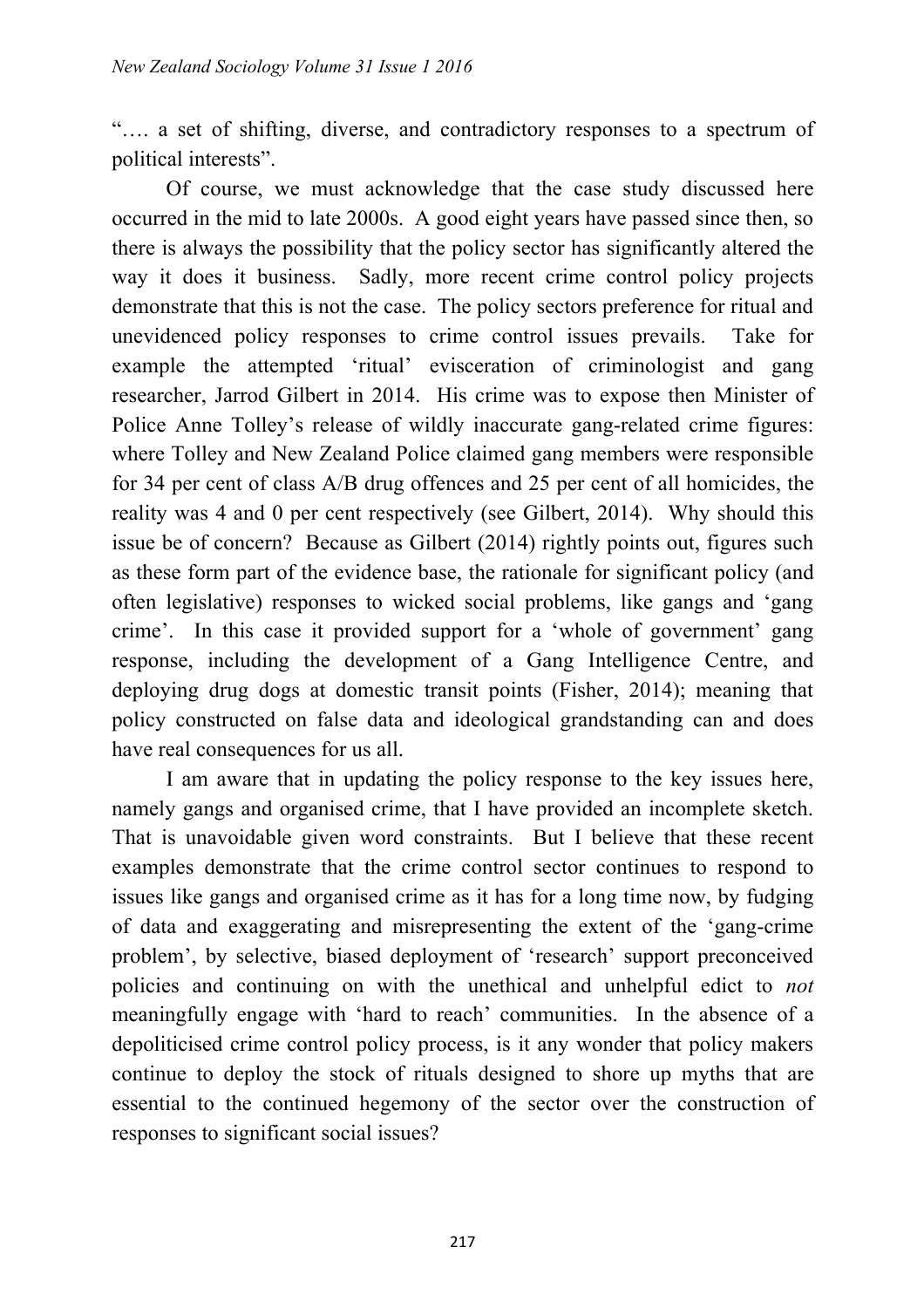"…. a set of shifting, diverse, and contradictory responses to a spectrum of political interests".

Of course, we must acknowledge that the case study discussed here occurred in the mid to late 2000s. A good eight years have passed since then, so there is always the possibility that the policy sector has significantly altered the way it does it business. Sadly, more recent crime control policy projects demonstrate that this is not the case. The policy sectors preference for ritual and unevidenced policy responses to crime control issues prevails. Take for example the attempted 'ritual' evisceration of criminologist and gang researcher, Jarrod Gilbert in 2014. His crime was to expose then Minister of Police Anne Tolley's release of wildly inaccurate gang-related crime figures: where Tolley and New Zealand Police claimed gang members were responsible for 34 per cent of class A/B drug offences and 25 per cent of all homicides, the reality was 4 and 0 per cent respectively (see Gilbert, 2014). Why should this issue be of concern? Because as Gilbert (2014) rightly points out, figures such as these form part of the evidence base, the rationale for significant policy (and often legislative) responses to wicked social problems, like gangs and 'gang crime'. In this case it provided support for a 'whole of government' gang response, including the development of a Gang Intelligence Centre, and deploying drug dogs at domestic transit points (Fisher, 2014); meaning that policy constructed on false data and ideological grandstanding can and does have real consequences for us all.

I am aware that in updating the policy response to the key issues here, namely gangs and organised crime, that I have provided an incomplete sketch. That is unavoidable given word constraints. But I believe that these recent examples demonstrate that the crime control sector continues to respond to issues like gangs and organised crime as it has for a long time now, by fudging of data and exaggerating and misrepresenting the extent of the 'gang-crime problem', by selective, biased deployment of 'research' support preconceived policies and continuing on with the unethical and unhelpful edict to *not* meaningfully engage with 'hard to reach' communities. In the absence of a depoliticised crime control policy process, is it any wonder that policy makers continue to deploy the stock of rituals designed to shore up myths that are essential to the continued hegemony of the sector over the construction of responses to significant social issues?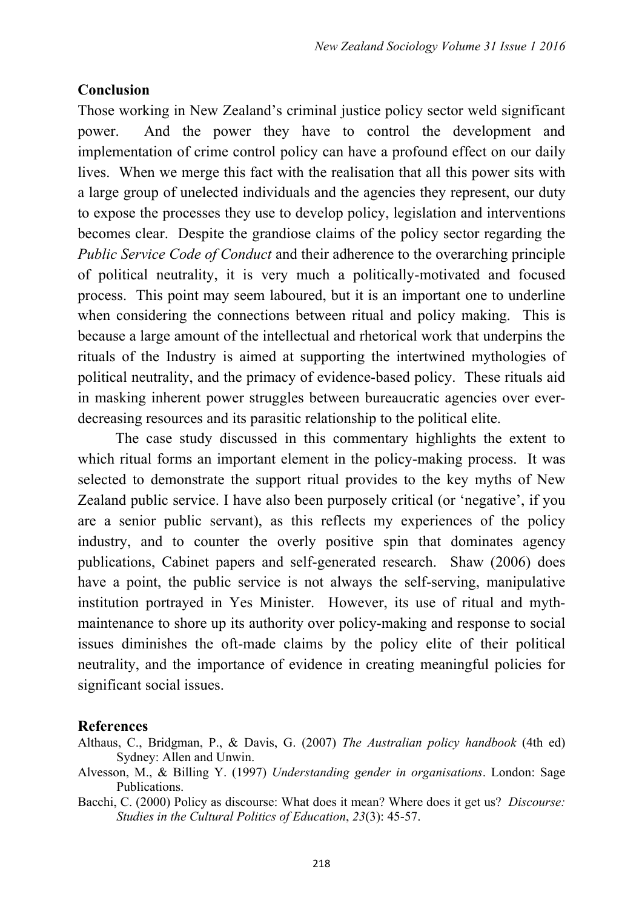## Conclusion

Those working in New Zealand's criminal justice policy sector weld significant power. And the power they have to control the development and implementation of crime control policy can have a profound effect on our daily lives. When we merge this fact with the realisation that all this power sits with a large group of unelected individuals and the agencies they represent, our duty to expose the processes they use to develop policy, legislation and interventions becomes clear. Despite the grandiose claims of the policy sector regarding the *Public Service Code of Conduct* and their adherence to the overarching principle of political neutrality, it is very much a politically-motivated and focused process. This point may seem laboured, but it is an important one to underline when considering the connections between ritual and policy making. This is because a large amount of the intellectual and rhetorical work that underpins the rituals of the Industry is aimed at supporting the intertwined mythologies of political neutrality, and the primacy of evidence-based policy. These rituals aid in masking inherent power struggles between bureaucratic agencies over ever-decreasing resources and its parasitic relationship to the political elite.

The case study discussed in this commentary highlights the extent to which ritual forms an important element in the policy-making process. It was selected to demonstrate the support ritual provides to the key myths of New Zealand public service. I have also been purposely critical (or 'negative', if you are a senior public servant), as this reflects my experiences of the policy industry, and to counter the overly positive spin that dominates agency publications, Cabinet papers and self-generated research. Shaw (2006) does have a point, the public service is not always the self-serving, manipulative institution portrayed in Yes Minister. However, its use of ritual and myth-maintenance to shore up its authority over policy-making and response to social issues diminishes the oft-made claims by the policy elite of their political neutrality, and the importance of evidence in creating meaningful policies for significant social issues.

## References

Althaus, C., Bridgman, P., & Davis, G. (2007) *The Australian policy handbook* (4th ed) Sydney: Allen and Unwin.

Alvesson, M., & Billing Y. (1997) *Understanding gender in organisations*. London: Sage Publications.

Bacchi, C. (2000) Policy as discourse: What does it mean? Where does it get us? *Discourse: Studies in the Cultural Politics of Education*, *23*(3): 45-57.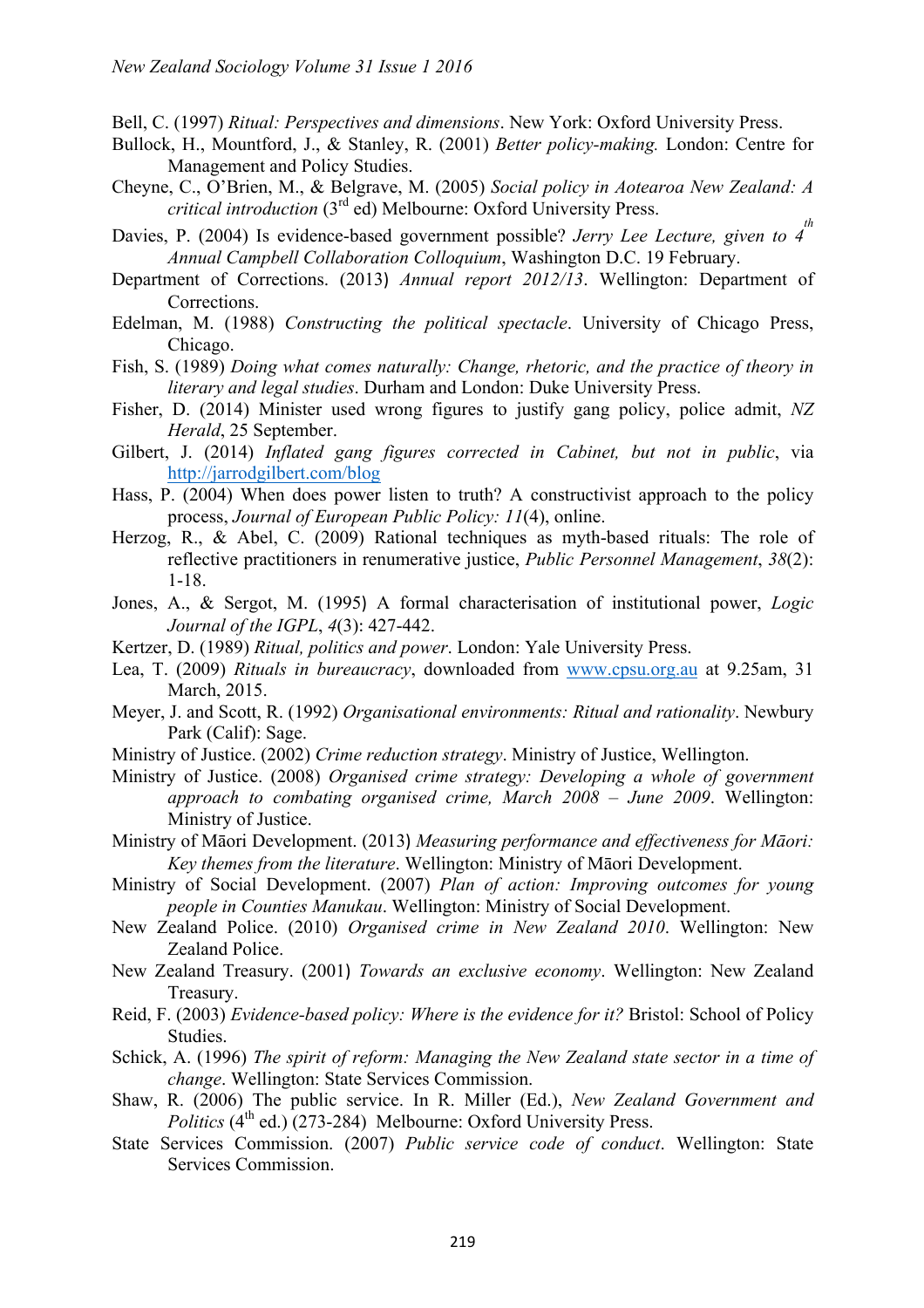Bell, C. (1997) *Ritual: Perspectives and dimensions*. New York: Oxford University Press.

Bullock, H., Mountford, J., & Stanley, R. (2001) *Better policy-making.* London: Centre for Management and Policy Studies.

Cheyne, C., O'Brien, M., & Belgrave, M. (2005) *Social policy in Aotearoa New Zealand: A critical introduction* (3rd ed) Melbourne: Oxford University Press.

Davies, P. (2004) Is evidence-based government possible? *Jerry Lee Lecture, given to 4th Annual Campbell Collaboration Colloquium*, Washington D.C. 19 February.

Department of Corrections. (2013) *Annual report 2012/13*. Wellington: Department of Corrections.

Edelman, M. (1988) *Constructing the political spectacle*. University of Chicago Press, Chicago.

Fish, S. (1989) *Doing what comes naturally: Change, rhetoric, and the practice of theory in literary and legal studies*. Durham and London: Duke University Press.

Fisher, D. (2014) Minister used wrong figures to justify gang policy, police admit, *NZ Herald*, 25 September.

Gilbert, J. (2014) *Inflated gang figures corrected in Cabinet, but not in public*, via http://jarrodgilbert.com/blog

Hass, P. (2004) When does power listen to truth? A constructivist approach to the policy process, *Journal of European Public Policy: 11*(4), online.

Herzog, R., & Abel, C. (2009) Rational techniques as myth-based rituals: The role of reflective practitioners in renumerative justice, *Public Personnel Management*, *38*(2): 1-18.

Jones, A., & Sergot, M. (1995) A formal characterisation of institutional power, *Logic Journal of the IGPL*, *4*(3): 427-442.

Kertzer, D. (1989) *Ritual, politics and power*. London: Yale University Press.

Lea, T. (2009) *Rituals in bureaucracy*, downloaded from www.cpsu.org.au at 9.25am, 31 March, 2015.

Meyer, J. and Scott, R. (1992) *Organisational environments: Ritual and rationality*. Newbury Park (Calif): Sage.

Ministry of Justice. (2002) *Crime reduction strategy*. Ministry of Justice, Wellington.

Ministry of Justice. (2008) *Organised crime strategy: Developing a whole of government approach to combating organised crime, March 2008 – June 2009*. Wellington: Ministry of Justice.

Ministry of Māori Development. (2013) *Measuring performance and effectiveness for Māori: Key themes from the literature*. Wellington: Ministry of Māori Development.

Ministry of Social Development. (2007) *Plan of action: Improving outcomes for young people in Counties Manukau*. Wellington: Ministry of Social Development.

New Zealand Police. (2010) *Organised crime in New Zealand 2010*. Wellington: New Zealand Police.

New Zealand Treasury. (2001) *Towards an exclusive economy*. Wellington: New Zealand Treasury.

Reid, F. (2003) *Evidence-based policy: Where is the evidence for it?* Bristol: School of Policy Studies.

Schick, A. (1996) *The spirit of reform: Managing the New Zealand state sector in a time of change*. Wellington: State Services Commission.

Shaw, R. (2006) The public service. In R. Miller (Ed.), *New Zealand Government and Politics* (4th ed.) (273-284) Melbourne: Oxford University Press.

State Services Commission. (2007) *Public service code of conduct*. Wellington: State Services Commission.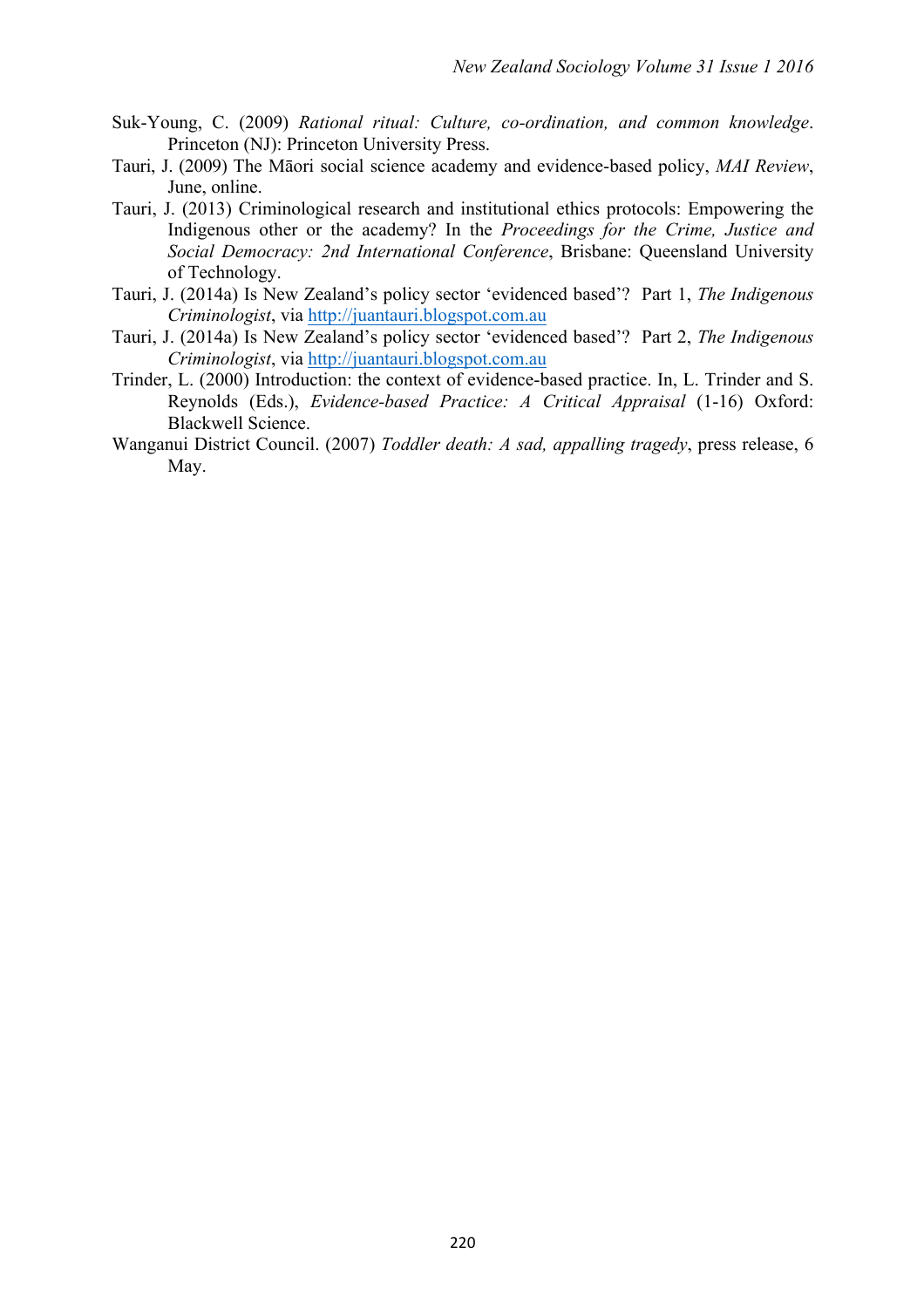Suk-Young, C. (2009) *Rational ritual: Culture, co-ordination, and common knowledge*. Princeton (NJ): Princeton University Press.

Tauri, J. (2009) The Māori social science academy and evidence-based policy, *MAI Review*, June, online.

Tauri, J. (2013) Criminological research and institutional ethics protocols: Empowering the Indigenous other or the academy? In the *Proceedings for the Crime, Justice and Social Democracy: 2nd International Conference*, Brisbane: Queensland University of Technology.

Tauri, J. (2014a) Is New Zealand's policy sector 'evidenced based'? Part 1, *The Indigenous Criminologist*, via http://juantauri.blogspot.com.au

Tauri, J. (2014a) Is New Zealand's policy sector 'evidenced based'? Part 2, *The Indigenous Criminologist*, via http://juantauri.blogspot.com.au

Trinder, L. (2000) Introduction: the context of evidence-based practice. In, L. Trinder and S. Reynolds (Eds.), *Evidence-based Practice: A Critical Appraisal* (1-16) Oxford: Blackwell Science.

Wanganui District Council. (2007) *Toddler death: A sad, appalling tragedy*, press release, 6 May.